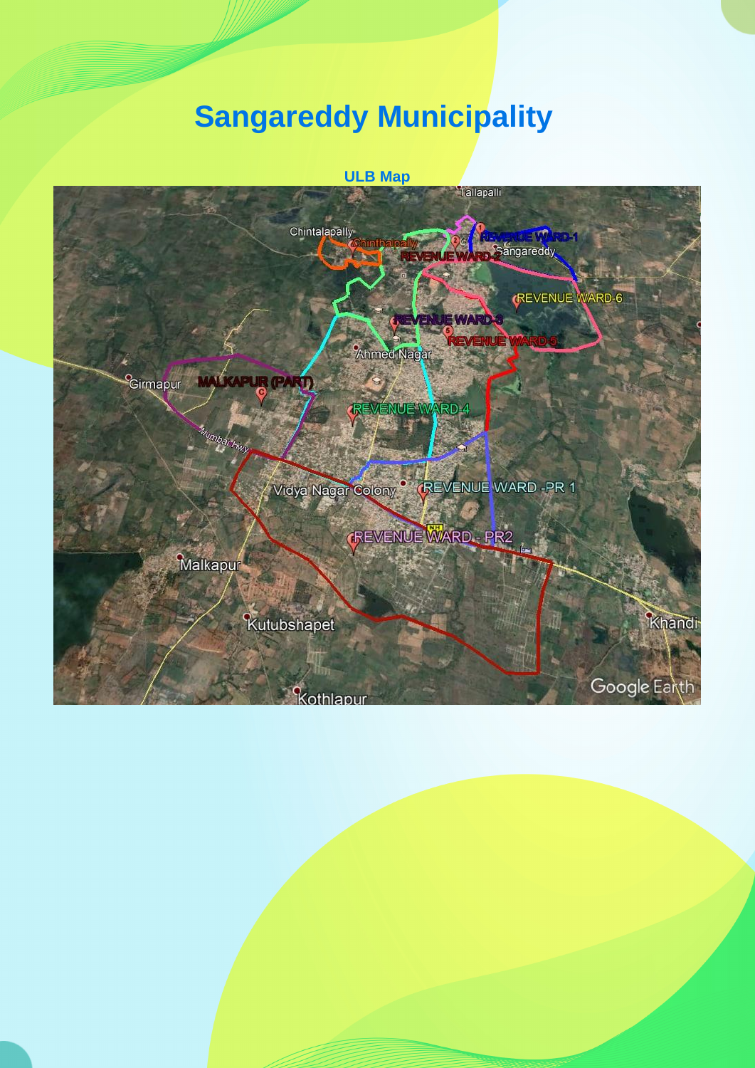# Sangareddy Municipality

**ULB Map**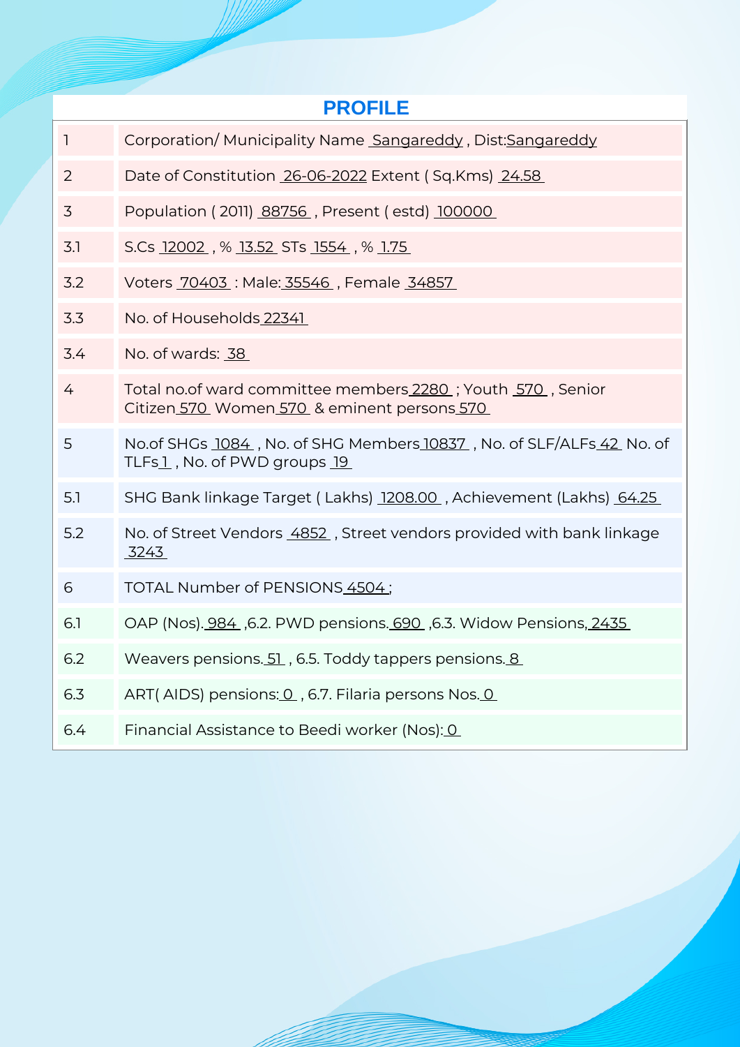## PROFILE

| | |
|---|---|
| 1 | Corporation/ Municipality Name Sangareddy , Dist:Sangareddy |
| 2 | Date of Constitution 26-06-2022 Extent ( Sq.Kms) 24.58 |
| 3 | Population ( 2011) 88756 , Present ( estd) 100000 |
| 3.1 | S.Cs 12002 , % 13.52 STs 1554 , % 1.75 |
| 3.2 | Voters 70403 : Male: 35546 , Female 34857 |
| 3.3 | No. of Households 22341 |
| 3.4 | No. of wards: 38 |
| 4 | Total no.of ward committee members 2280 ; Youth 570 , Senior Citizen 570 Women 570 & eminent persons 570 |
| 5 | No.of SHGs 1084 , No. of SHG Members 10837 , No. of SLF/ALFs 42 No. of TLFs 1 , No. of PWD groups 19 |
| 5.1 | SHG Bank linkage Target ( Lakhs) 1208.00 , Achievement (Lakhs) 64.25 |
| 5.2 | No. of Street Vendors 4852 , Street vendors provided with bank linkage 3243 |
| 6 | TOTAL Number of PENSIONS 4504 ; |
| 6.1 | OAP (Nos). 984 ,6.2. PWD pensions. 690 ,6.3. Widow Pensions, 2435 |
| 6.2 | Weavers pensions. 51 , 6.5. Toddy tappers pensions. 8 |
| 6.3 | ART( AIDS) pensions: 0 , 6.7. Filaria persons Nos. 0 |
| 6.4 | Financial Assistance to Beedi worker (Nos): 0 |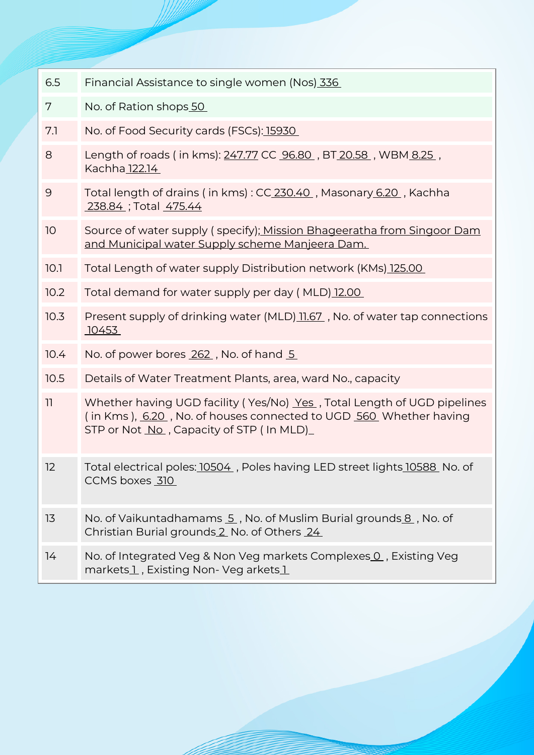| | |
|---|---|
| 6.5 | Financial Assistance to single women (Nos) 336 |
| 7 | No. of Ration shops 50 |
| 7.1 | No. of Food Security cards (FSCs): 15930 |
| 8 | Length of roads ( in kms): 247.77 CC 96.80 , BT 20.58 , WBM 8.25 , Kachha 122.14 |
| 9 | Total length of drains ( in kms) : CC 230.40 , Masonary 6.20 , Kachha 238.84 ; Total 475.44 |
| 10 | Source of water supply ( specify); Mission Bhageeratha from Singoor Dam and Municipal water Supply scheme Manjeera Dam. |
| 10.1 | Total Length of water supply Distribution network (KMs) 125.00 |
| 10.2 | Total demand for water supply per day ( MLD) 12.00 |
| 10.3 | Present supply of drinking water (MLD) 11.67 , No. of water tap connections 10453 |
| 10.4 | No. of power bores 262 , No. of hand 5 |
| 10.5 | Details of Water Treatment Plants, area, ward No., capacity |
| 11 | Whether having UGD facility ( Yes/No) Yes , Total Length of UGD pipelines ( in Kms ), 6.20 , No. of houses connected to UGD 560 Whether having STP or Not No , Capacity of STP ( In MLD)_ |
| 12 | Total electrical poles: 10504 , Poles having LED street lights 10588 No. of CCMS boxes 310 |
| 13 | No. of Vaikuntadhamams 5 , No. of Muslim Burial grounds 8 , No. of Christian Burial grounds 2 No. of Others 24 |
| 14 | No. of Integrated Veg & Non Veg markets Complexes 0 , Existing Veg markets 1 , Existing Non- Veg arkets 1 |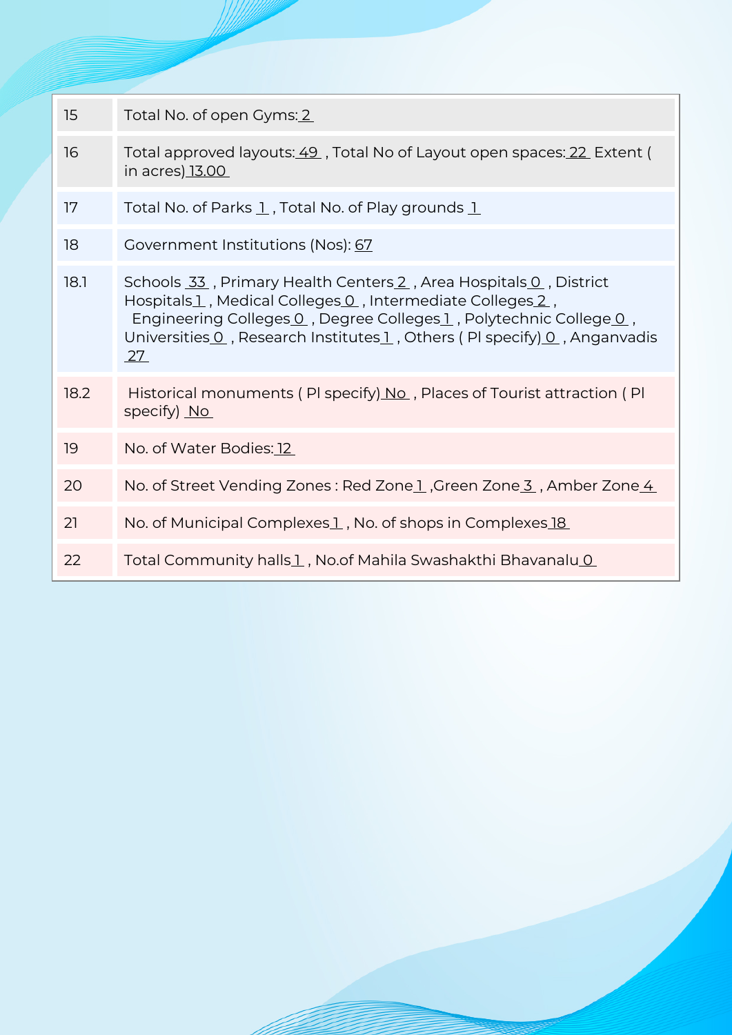| | |
|---|---|
| 15 | Total No. of open Gyms: 2 |
| 16 | Total approved layouts: 49 , Total No of Layout open spaces: 22 Extent ( in acres) 13.00 |
| 17 | Total No. of Parks 1 , Total No. of Play grounds 1 |
| 18 | Government Institutions (Nos): 67 |
| 18.1 | Schools 33 , Primary Health Centers 2 , Area Hospitals 0 , District Hospitals 1 , Medical Colleges 0 , Intermediate Colleges 2 , Engineering Colleges 0 , Degree Colleges 1 , Polytechnic College 0 , Universities 0 , Research Institutes 1 , Others ( Pl specify) 0 , Anganvadis 27 |
| 18.2 | Historical monuments ( Pl specify) No , Places of Tourist attraction ( Pl specify) No |
| 19 | No. of Water Bodies: 12 |
| 20 | No. of Street Vending Zones : Red Zone 1 ,Green Zone 3 , Amber Zone 4 |
| 21 | No. of Municipal Complexes 1 , No. of shops in Complexes 18 |
| 22 | Total Community halls 1 , No.of Mahila Swashakthi Bhavanalu 0 |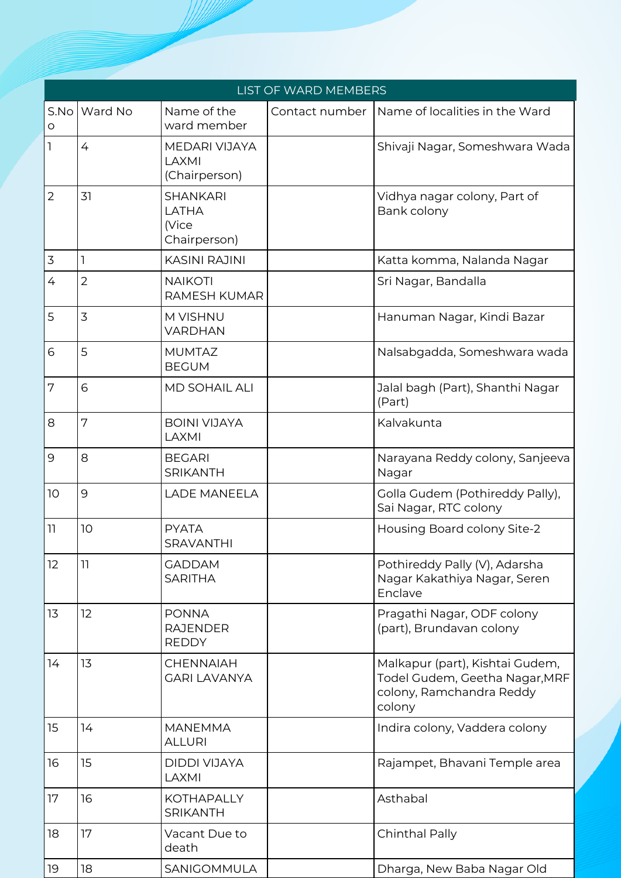| LIST OF WARD MEMBERS | | | | |
|---|---|---|---|---|
| S.No | Ward No | Name of the ward member | Contact number | Name of localities in the Ward |
| 1 | 4 | MEDARI VIJAYA LAXMI (Chairperson) | | Shivaji Nagar, Someshwara Wada |
| 2 | 31 | SHANKARI LATHA (Vice Chairperson) | | Vidhya nagar colony, Part of Bank colony |
| 3 | 1 | KASINI RAJINI | | Katta komma, Nalanda Nagar |
| 4 | 2 | NAIKOTI RAMESH KUMAR | | Sri Nagar, Bandalla |
| 5 | 3 | M VISHNU VARDHAN | | Hanuman Nagar, Kindi Bazar |
| 6 | 5 | MUMTAZ BEGUM | | Nalsabgadda, Someshwara wada |
| 7 | 6 | MD SOHAIL ALI | | Jalal bagh (Part), Shanthi Nagar (Part) |
| 8 | 7 | BOINI VIJAYA LAXMI | | Kalvakunta |
| 9 | 8 | BEGARI SRIKANTH | | Narayana Reddy colony, Sanjeeva Nagar |
| 10 | 9 | LADE MANEELA | | Golla Gudem (Pothireddy Pally), Sai Nagar, RTC colony |
| 11 | 10 | PYATA SRAVANTHI | | Housing Board colony Site-2 |
| 12 | 11 | GADDAM SARITHA | | Pothireddy Pally (V), Adarsha Nagar Kakathiya Nagar, Seren Enclave |
| 13 | 12 | PONNA RAJENDER REDDY | | Pragathi Nagar, ODF colony (part), Brundavan colony |
| 14 | 13 | CHENNAIAH GARI LAVANYA | | Malkapur (part), Kishtai Gudem, Todel Gudem, Geetha Nagar,MRF colony, Ramchandra Reddy colony |
| 15 | 14 | MANEMMA ALLURI | | Indira colony, Vaddera colony |
| 16 | 15 | DIDDI VIJAYA LAXMI | | Rajampet, Bhavani Temple area |
| 17 | 16 | KOTHAPALLY SRIKANTH | | Asthabal |
| 18 | 17 | Vacant Due to death | | Chinthal Pally |
| 19 | 18 | SANIGOMMULA | | Dharga, New Baba Nagar Old |